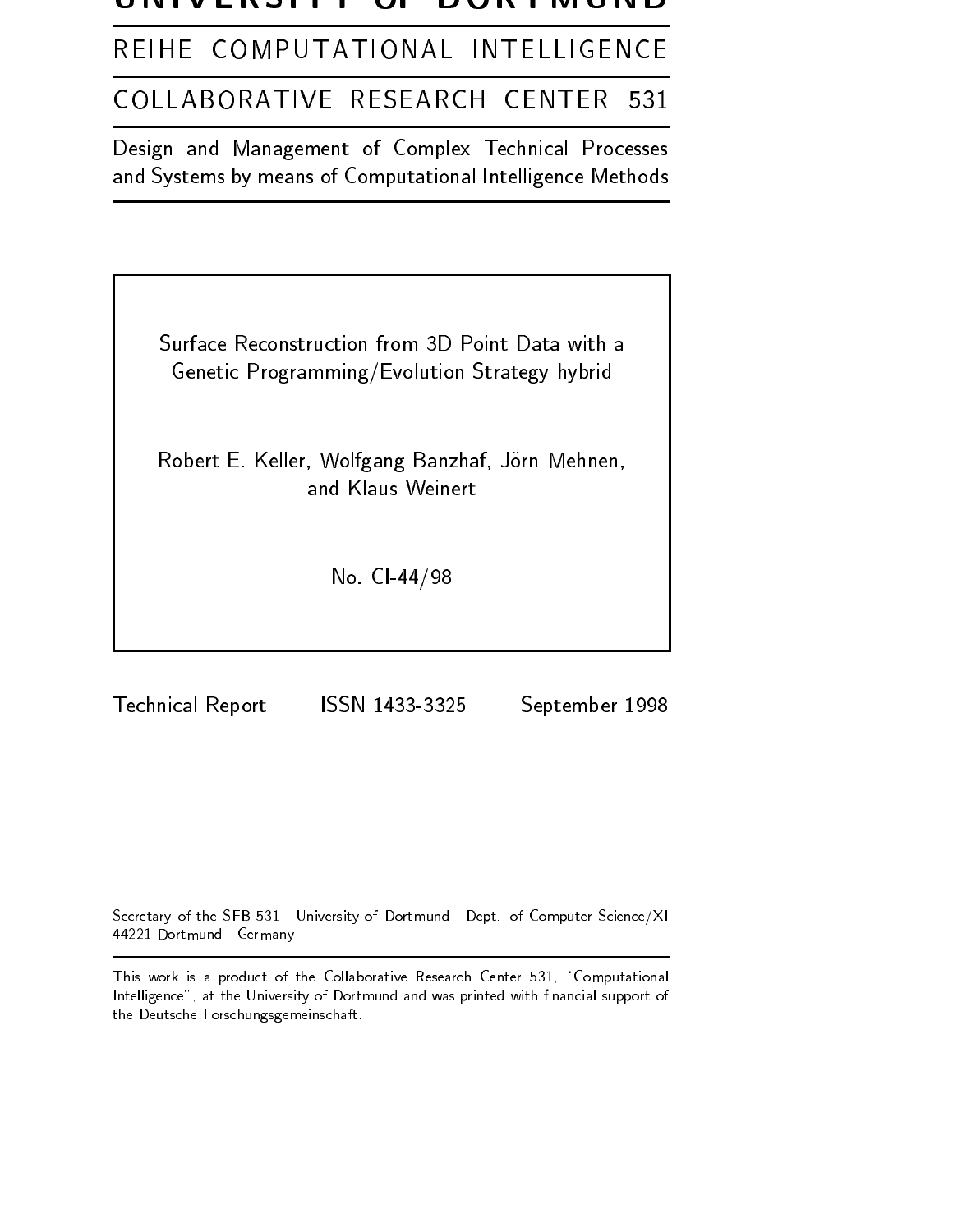# UNIVERSITY OF DORTMUND

## REIHE COMPUTATIONAL INTELLIGENCE

## COLLABORATIVE RESEARCH CENTER 531

Design and Management of Complex Technical Processes and Systems by means of Computational Intelligence Methods

---

Surface Reconstruction from 3D Point Data with a Genetic Programming/Evolution Strategy hybrid

Robert E. Keller, Wolfgang Banzhaf, Jörn Mehnen, and Klaus Weinert

No. CI-44/98

---

Technical Report ISSN 1433-3325 September 1998

Secretary of the SFB 531 · University of Dortmund · Dept. of Computer Science/XI
44221 Dortmund · Germany

This work is a product of the Collaborative Research Center 531, "Computational Intelligence", at the University of Dortmund and was printed with financial support of the Deutsche Forschungsgemeinschaft.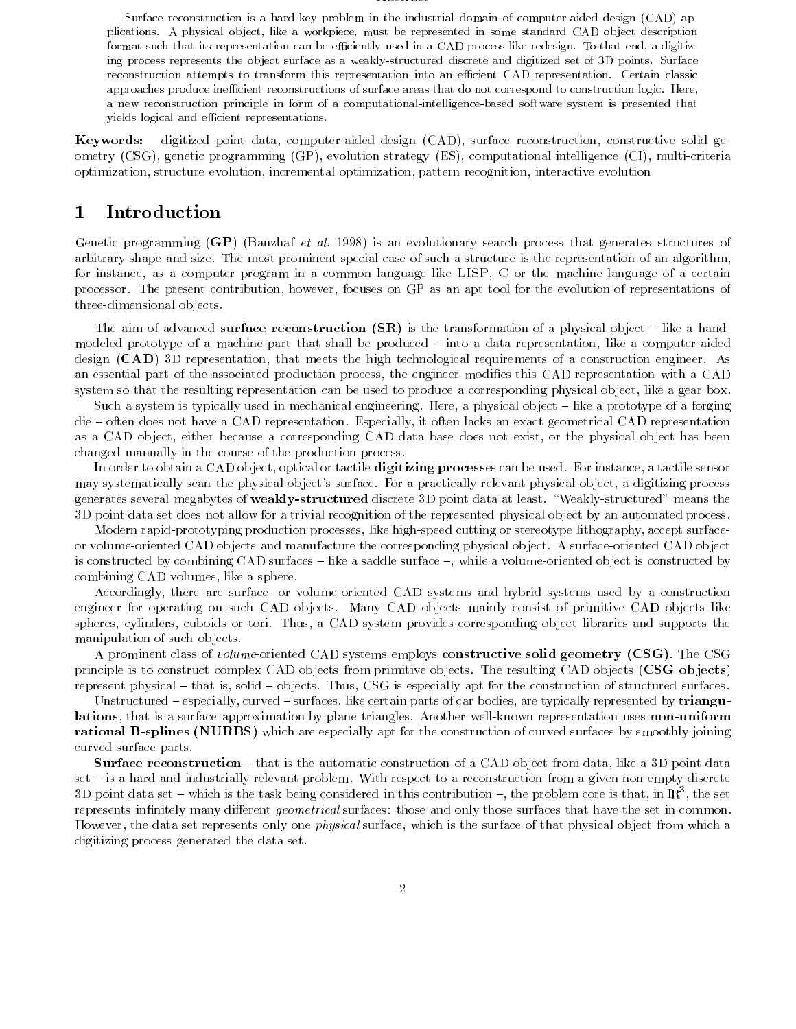Surface reconstruction is a hard key problem in the industrial domain of computer-aided design (CAD) applications. A physical object, like a workpiece, must be represented in some standard CAD object description format such that its representation can be efficiently used in a CAD process like redesign. To that end, a digitizing process represents the object surface as a weakly-structured discrete and digitized set of 3D points. Surface reconstruction attempts to transform this representation into an efficient CAD representation. Certain classic approaches produce inefficient reconstructions of surface areas that do not correspond to construction logic. Here, a new reconstruction principle in form of a computational-intelligence-based software system is presented that yields logical and efficient representations.

**Keywords:** digitized point data, computer-aided design (CAD), surface reconstruction, constructive solid geometry (CSG), genetic programming (GP), evolution strategy (ES), computational intelligence (CI), multi-criteria optimization, structure evolution, incremental optimization, pattern recognition, interactive evolution

# 1 Introduction

Genetic programming (**GP**) (Banzhaf *et al.* 1998) is an evolutionary search process that generates structures of arbitrary shape and size. The most prominent special case of such a structure is the representation of an algorithm, for instance, as a computer program in a common language like LISP, C or the machine language of a certain processor. The present contribution, however, focuses on GP as an apt tool for the evolution of representations of three-dimensional objects.

The aim of advanced **surface reconstruction (SR)** is the transformation of a physical object – like a hand-modeled prototype of a machine part that shall be produced – into a data representation, like a computer-aided design (**CAD**) 3D representation, that meets the high technological requirements of a construction engineer. As an essential part of the associated production process, the engineer modifies this CAD representation with a CAD system so that the resulting representation can be used to produce a corresponding physical object, like a gear box.

Such a system is typically used in mechanical engineering. Here, a physical object – like a prototype of a forging die – often does not have a CAD representation. Especially, it often lacks an exact geometrical CAD representation as a CAD object, either because a corresponding CAD data base does not exist, or the physical object has been changed manually in the course of the production process.

In order to obtain a CAD object, optical or tactile **digitizing process**es can be used. For instance, a tactile sensor may systematically scan the physical object's surface. For a practically relevant physical object, a digitizing process generates several megabytes of **weakly-structured** discrete 3D point data at least. "Weakly-structured" means the 3D point data set does not allow for a trivial recognition of the represented physical object by an automated process.

Modern rapid-prototyping production processes, like high-speed cutting or stereotype lithography, accept surface- or volume-oriented CAD objects and manufacture the corresponding physical object. A surface-oriented CAD object is constructed by combining CAD surfaces – like a saddle surface –, while a volume-oriented object is constructed by combining CAD volumes, like a sphere.

Accordingly, there are surface- or volume-oriented CAD systems and hybrid systems used by a construction engineer for operating on such CAD objects. Many CAD objects mainly consist of primitive CAD objects like spheres, cylinders, cuboids or tori. Thus, a CAD system provides corresponding object libraries and supports the manipulation of such objects.

A prominent class of *volume*-oriented CAD systems employs **constructive solid geometry (CSG)**. The CSG principle is to construct complex CAD objects from primitive objects. The resulting CAD objects (**CSG objects**) represent physical – that is, solid – objects. Thus, CSG is especially apt for the construction of structured surfaces.

Unstructured – especially, curved – surfaces, like certain parts of car bodies, are typically represented by **triangulations**, that is a surface approximation by plane triangles. Another well-known representation uses **non-uniform rational B-splines (NURBS)** which are especially apt for the construction of curved surfaces by smoothly joining curved surface parts.

**Surface reconstruction** – that is the automatic construction of a CAD object from data, like a 3D point data set – is a hard and industrially relevant problem. With respect to a reconstruction from a given non-empty discrete 3D point data set – which is the task being considered in this contribution –, the problem core is that, in $\mathbb{R}^3$, the set represents infinitely many different *geometrical* surfaces: those and only those surfaces that have the set in common. However, the data set represents only one *physical* surface, which is the surface of that physical object from which a digitizing process generated the data set.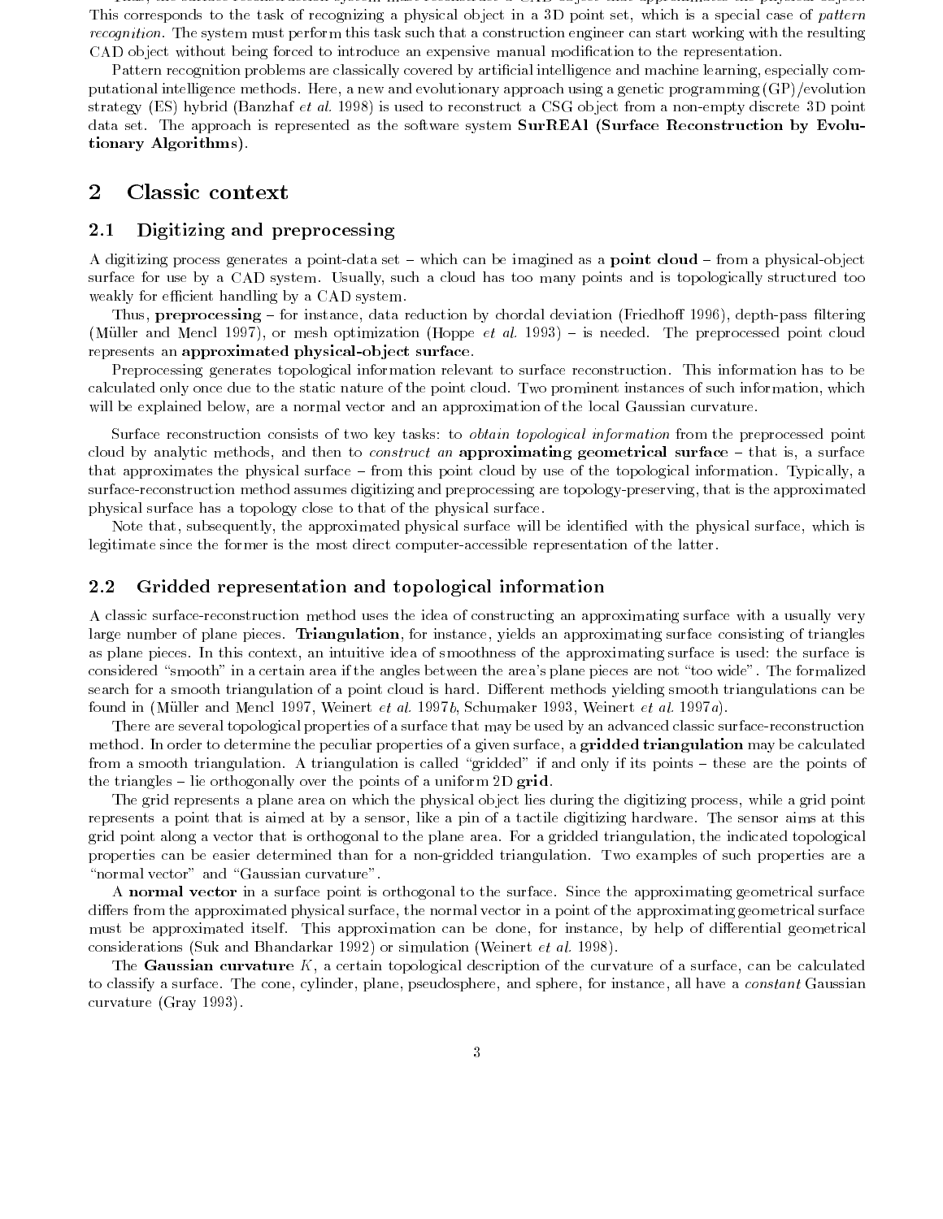This corresponds to the task of recognizing a physical object in a 3D point set, which is a special case of *pattern recognition*. The system must perform this task such that a construction engineer can start working with the resulting CAD object without being forced to introduce an expensive manual modification to the representation.

Pattern recognition problems are classically covered by artificial intelligence and machine learning, especially computational intelligence methods. Here, a new and evolutionary approach using a genetic programming (GP)/evolution strategy (ES) hybrid (Banzhaf *et al.* 1998) is used to reconstruct a CSG object from a non-empty discrete 3D point data set. The approach is represented as the software system **SurREAl (Surface Reconstruction by Evolutionary Algorithms)**.

## 2 Classic context

### 2.1 Digitizing and preprocessing

A digitizing process generates a point-data set – which can be imagined as a **point cloud** – from a physical-object surface for use by a CAD system. Usually, such a cloud has too many points and is topologically structured too weakly for efficient handling by a CAD system.

Thus, **preprocessing** – for instance, data reduction by chordal deviation (Friedhoff 1996), depth-pass filtering (Müller and Mencl 1997), or mesh optimization (Hoppe *et al.* 1993) – is needed. The preprocessed point cloud represents an **approximated physical-object surface**.

Preprocessing generates topological information relevant to surface reconstruction. This information has to be calculated only once due to the static nature of the point cloud. Two prominent instances of such information, which will be explained below, are a normal vector and an approximation of the local Gaussian curvature.

Surface reconstruction consists of two key tasks: to *obtain topological information* from the preprocessed point cloud by analytic methods, and then to *construct an* **approximating geometrical surface** – that is, a surface that approximates the physical surface – from this point cloud by use of the topological information. Typically, a surface-reconstruction method assumes digitizing and preprocessing are topology-preserving, that is the approximated physical surface has a topology close to that of the physical surface.

Note that, subsequently, the approximated physical surface will be identified with the physical surface, which is legitimate since the former is the most direct computer-accessible representation of the latter.

### 2.2 Gridded representation and topological information

A classic surface-reconstruction method uses the idea of constructing an approximating surface with a usually very large number of plane pieces. **Triangulation**, for instance, yields an approximating surface consisting of triangles as plane pieces. In this context, an intuitive idea of smoothness of the approximating surface is used: the surface is considered "smooth" in a certain area if the angles between the area's plane pieces are not "too wide". The formalized search for a smooth triangulation of a point cloud is hard. Different methods yielding smooth triangulations can be found in (Müller and Mencl 1997, Weinert *et al.* 1997*b*, Schumaker 1993, Weinert *et al.* 1997*a*).

There are several topological properties of a surface that may be used by an advanced classic surface-reconstruction method. In order to determine the peculiar properties of a given surface, a **gridded triangulation** may be calculated from a smooth triangulation. A triangulation is called "gridded" if and only if its points – these are the points of the triangles – lie orthogonally over the points of a uniform 2D **grid**.

The grid represents a plane area on which the physical object lies during the digitizing process, while a grid point represents a point that is aimed at by a sensor, like a pin of a tactile digitizing hardware. The sensor aims at this grid point along a vector that is orthogonal to the plane area. For a gridded triangulation, the indicated topological properties can be easier determined than for a non-gridded triangulation. Two examples of such properties are a "normal vector" and "Gaussian curvature".

A **normal vector** in a surface point is orthogonal to the surface. Since the approximating geometrical surface differs from the approximated physical surface, the normal vector in a point of the approximating geometrical surface must be approximated itself. This approximation can be done, for instance, by help of differential geometrical considerations (Suk and Bhandarkar 1992) or simulation (Weinert *et al.* 1998).

The **Gaussian curvature** $K$, a certain topological description of the curvature of a surface, can be calculated to classify a surface. The cone, cylinder, plane, pseudosphere, and sphere, for instance, all have a *constant* Gaussian curvature (Gray 1993).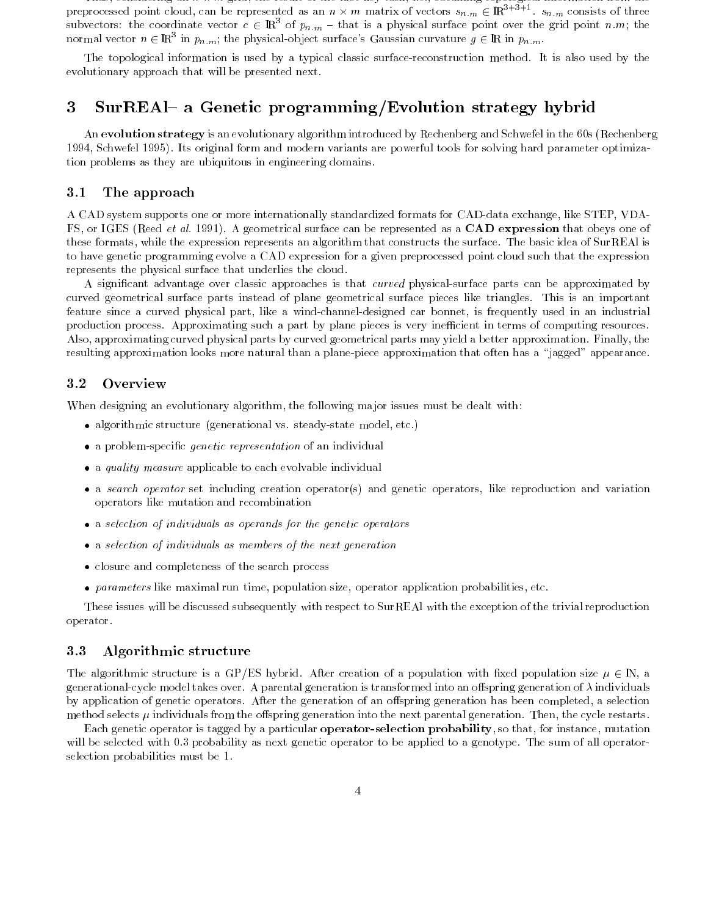preprocessed point cloud, can be represented as an $n \times m$ matrix of vectors $s_{n.m} \in \mathbb{R}^{3+3+1}$. $s_{n.m}$ consists of three subvectors: the coordinate vector $c \in \mathbb{R}^3$ of $p_{n.m}$ – that is a physical surface point over the grid point $n.m$; the normal vector $n \in \mathbb{R}^3$ in $p_{n.m}$; the physical-object surface's Gaussian curvature $g \in \mathbb{R}$ in $p_{n.m}$.

The topological information is used by a typical classic surface-reconstruction method. It is also used by the evolutionary approach that will be presented next.

# 3 SurREAl– a Genetic programming/Evolution strategy hybrid

An **evolution strategy** is an evolutionary algorithm introduced by Rechenberg and Schwefel in the 60s (Rechenberg 1994, Schwefel 1995). Its original form and modern variants are powerful tools for solving hard parameter optimization problems as they are ubiquitous in engineering domains.

## 3.1 The approach

A CAD system supports one or more internationally standardized formats for CAD-data exchange, like STEP, VDA-FS, or IGES (Reed *et al.* 1991). A geometrical surface can be represented as a **CAD expression** that obeys one of these formats, while the expression represents an algorithm that constructs the surface. The basic idea of SurREAl is to have genetic programming evolve a CAD expression for a given preprocessed point cloud such that the expression represents the physical surface that underlies the cloud.

A significant advantage over classic approaches is that *curved* physical-surface parts can be approximated by curved geometrical surface parts instead of plane geometrical surface pieces like triangles. This is an important feature since a curved physical part, like a wind-channel-designed car bonnet, is frequently used in an industrial production process. Approximating such a part by plane pieces is very inefficient in terms of computing resources. Also, approximating curved physical parts by curved geometrical parts may yield a better approximation. Finally, the resulting approximation looks more natural than a plane-piece approximation that often has a "jagged" appearance.

## 3.2 Overview

When designing an evolutionary algorithm, the following major issues must be dealt with:

- algorithmic structure (generational vs. steady-state model, etc.)
- a problem-specific *genetic representation* of an individual
- a *quality measure* applicable to each evolvable individual
- a *search operator* set including creation operator(s) and genetic operators, like reproduction and variation operators like mutation and recombination
- a *selection of individuals as operands for the genetic operators*
- a *selection of individuals as members of the next generation*
- closure and completeness of the search process
- *parameters* like maximal run time, population size, operator application probabilities, etc.

These issues will be discussed subsequently with respect to SurREAl with the exception of the trivial reproduction operator.

## 3.3 Algorithmic structure

The algorithmic structure is a GP/ES hybrid. After creation of a population with fixed population size $\mu \in \mathbb{N}$, a generational-cycle model takes over. A parental generation is transformed into an offspring generation of $\lambda$ individuals by application of genetic operators. After the generation of an offspring generation has been completed, a selection method selects $\mu$ individuals from the offspring generation into the next parental generation. Then, the cycle restarts.

Each genetic operator is tagged by a particular **operator-selection probability**, so that, for instance, mutation will be selected with 0.3 probability as next genetic operator to be applied to a genotype. The sum of all operator-selection probabilities must be 1.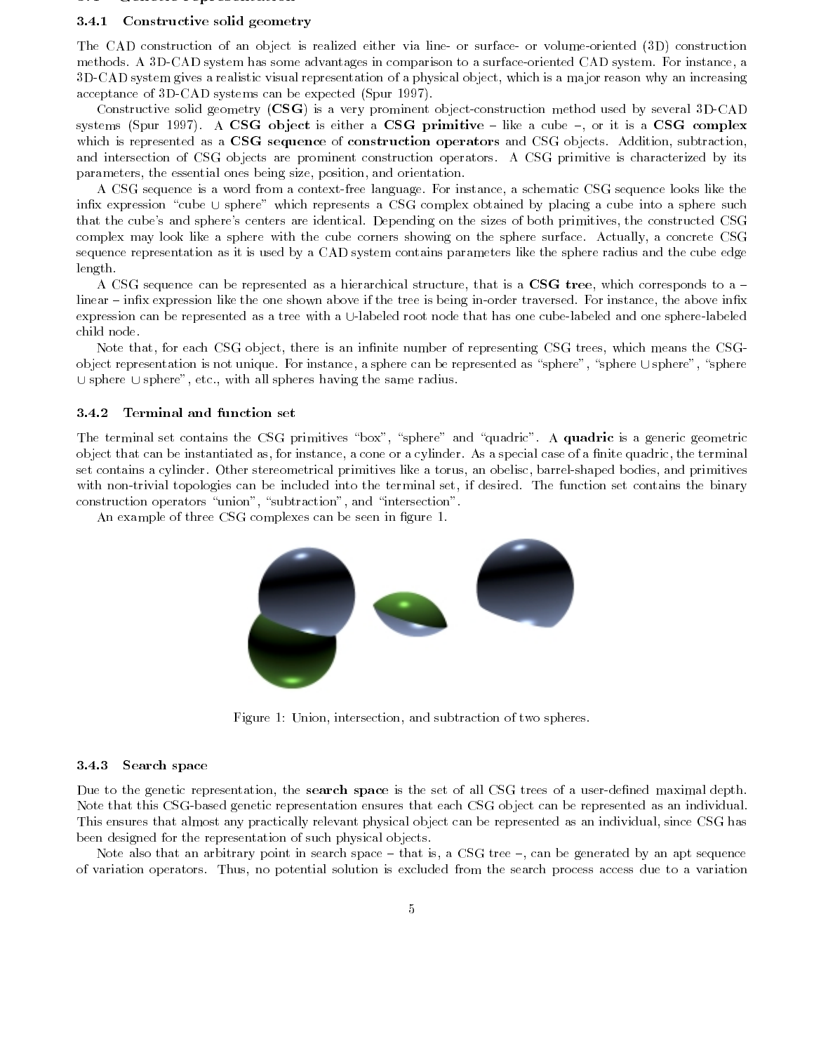### 3.4.1 Constructive solid geometry

The CAD construction of an object is realized either via line- or surface- or volume-oriented (3D) construction methods. A 3D-CAD system has some advantages in comparison to a surface-oriented CAD system. For instance, a 3D-CAD system gives a realistic visual representation of a physical object, which is a major reason why an increasing acceptance of 3D-CAD systems can be expected (Spur 1997).

Constructive solid geometry (**CSG**) is a very prominent object-construction method used by several 3D-CAD systems (Spur 1997). A **CSG object** is either a **CSG primitive** – like a cube –, or it is a **CSG complex** which is represented as a **CSG sequence** of **construction operators** and CSG objects. Addition, subtraction, and intersection of CSG objects are prominent construction operators. A CSG primitive is characterized by its parameters, the essential ones being size, position, and orientation.

A CSG sequence is a word from a context-free language. For instance, a schematic CSG sequence looks like the infix expression "cube $\cup$ sphere" which represents a CSG complex obtained by placing a cube into a sphere such that the cube's and sphere's centers are identical. Depending on the sizes of both primitives, the constructed CSG complex may look like a sphere with the cube corners showing on the sphere surface. Actually, a concrete CSG sequence representation as it is used by a CAD system contains parameters like the sphere radius and the cube edge length.

A CSG sequence can be represented as a hierarchical structure, that is a **CSG tree**, which corresponds to a – linear – infix expression like the one shown above if the tree is being in-order traversed. For instance, the above infix expression can be represented as a tree with a $\cup$-labeled root node that has one cube-labeled and one sphere-labeled child node.

Note that, for each CSG object, there is an infinite number of representing CSG trees, which means the CSG-object representation is not unique. For instance, a sphere can be represented as "sphere", "sphere $\cup$ sphere", "sphere $\cup$ sphere $\cup$ sphere", etc., with all spheres having the same radius.

### 3.4.2 Terminal and function set

The terminal set contains the CSG primitives "box", "sphere" and "quadric". A **quadric** is a generic geometric object that can be instantiated as, for instance, a cone or a cylinder. As a special case of a finite quadric, the terminal set contains a cylinder. Other stereometrical primitives like a torus, an obelisc, barrel-shaped bodies, and primitives with non-trivial topologies can be included into the terminal set, if desired. The function set contains the binary construction operators "union", "subtraction", and "intersection".

An example of three CSG complexes can be seen in figure 1.

Figure 1: Union, intersection, and subtraction of two spheres.

### 3.4.3 Search space

Due to the genetic representation, the **search space** is the set of all CSG trees of a user-defined maximal depth. Note that this CSG-based genetic representation ensures that each CSG object can be represented as an individual. This ensures that almost any practically relevant physical object can be represented as an individual, since CSG has been designed for the representation of such physical objects.

Note also that an arbitrary point in search space – that is, a CSG tree –, can be generated by an apt sequence of variation operators. Thus, no potential solution is excluded from the search process access due to a variation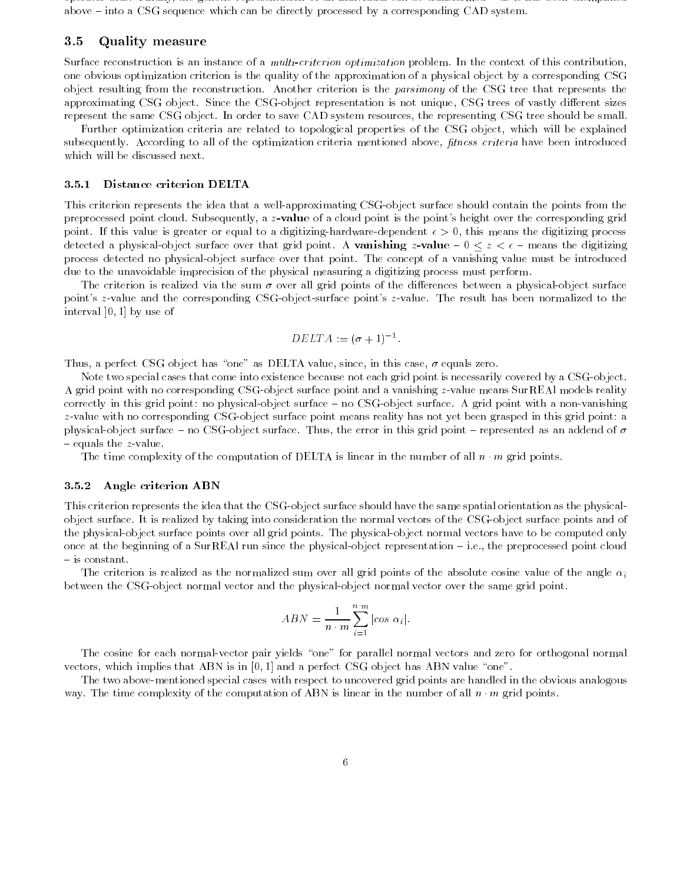above – into a CSG sequence which can be directly processed by a corresponding CAD system.

### 3.5 Quality measure

Surface reconstruction is an instance of a *multi-criterion optimization* problem. In the context of this contribution, one obvious optimization criterion is the quality of the approximation of a physical object by a corresponding CSG object resulting from the reconstruction. Another criterion is the *parsimony* of the CSG tree that represents the approximating CSG object. Since the CSG-object representation is not unique, CSG trees of vastly different sizes represent the same CSG object. In order to save CAD system resources, the representing CSG tree should be small.

Further optimization criteria are related to topological properties of the CSG object, which will be explained subsequently. According to all of the optimization criteria mentioned above, *fitness criteria* have been introduced which will be discussed next.

#### 3.5.1 Distance criterion DELTA

This criterion represents the idea that a well-approximating CSG-object surface should contain the points from the preprocessed point cloud. Subsequently, a **$z$-value** of a cloud point is the point's height over the corresponding grid point. If this value is greater or equal to a digitizing-hardware-dependent $\epsilon > 0$, this means the digitizing process detected a physical-object surface over that grid point. A **vanishing $z$-value** – $0 \leq z < \epsilon$ – means the digitizing process detected no physical-object surface over that point. The concept of a vanishing value must be introduced due to the unavoidable imprecision of the physical measuring a digitizing process must perform.

The criterion is realized via the sum $\sigma$ over all grid points of the differences between a physical-object surface point's $z$-value and the corresponding CSG-object-surface point's $z$-value. The result has been normalized to the interval $]0, 1]$ by use of

$$DELTA := (\sigma + 1)^{-1}.$$

Thus, a perfect CSG object has "one" as DELTA value, since, in this case, $\sigma$ equals zero.

Note two special cases that come into existence because not each grid point is necessarily covered by a CSG-object. A grid point with no corresponding CSG-object surface point and a vanishing $z$-value means SurREAl models reality correctly in this grid point: no physical-object surface – no CSG-object surface. A grid point with a non-vanishing $z$-value with no corresponding CSG-object surface point means reality has not yet been grasped in this grid point: a physical-object surface – no CSG-object surface. Thus, the error in this grid point – represented as an addend of $\sigma$ – equals the $z$-value.

The time complexity of the computation of DELTA is linear in the number of all $n \cdot m$ grid points.

#### 3.5.2 Angle criterion ABN

This criterion represents the idea that the CSG-object surface should have the same spatial orientation as the physical-object surface. It is realized by taking into consideration the normal vectors of the CSG-object surface points and of the physical-object surface points over all grid points. The physical-object normal vectors have to be computed only once at the beginning of a SurREAl run since the physical-object representation – i.e., the preprocessed point cloud – is constant.

The criterion is realized as the normalized sum over all grid points of the absolute cosine value of the angle $\alpha_i$ between the CSG-object normal vector and the physical-object normal vector over the same grid point.

$$ABN = \frac{1}{n \cdot m} \sum_{i=1}^{n \cdot m} |cos\ \alpha_i|.$$

The cosine for each normal-vector pair yields "one" for parallel normal vectors and zero for orthogonal normal vectors, which implies that ABN is in $[0, 1]$ and a perfect CSG object has ABN value "one".

The two above-mentioned special cases with respect to uncovered grid points are handled in the obvious analogous way. The time complexity of the computation of ABN is linear in the number of all $n \cdot m$ grid points.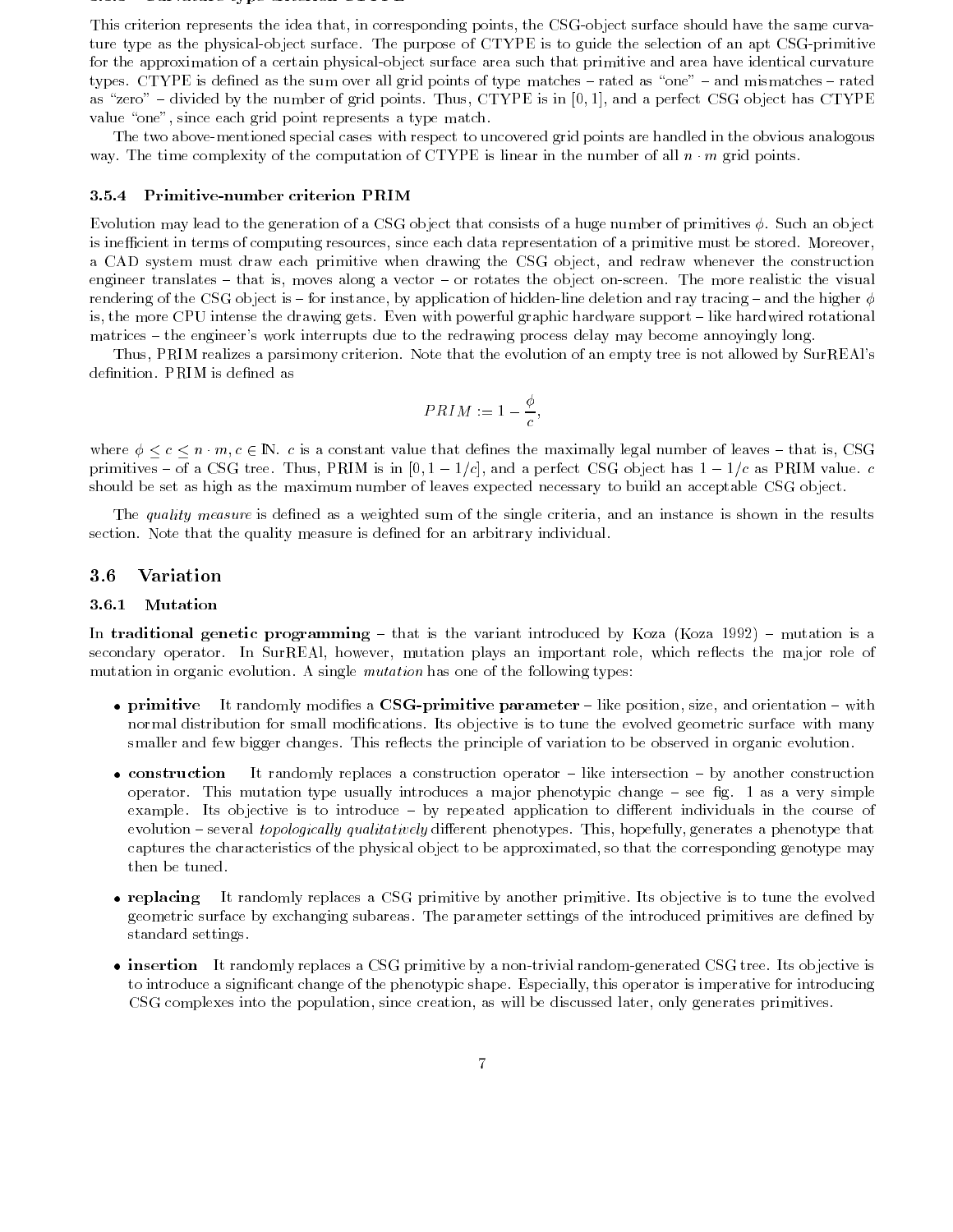This criterion represents the idea that, in corresponding points, the CSG-object surface should have the same curvature type as the physical-object surface. The purpose of CTYPE is to guide the selection of an apt CSG-primitive for the approximation of a certain physical-object surface area such that primitive and area have identical curvature types. CTYPE is defined as the sum over all grid points of type matches – rated as "one" – and mismatches – rated as "zero" – divided by the number of grid points. Thus, CTYPE is in $[0, 1]$, and a perfect CSG object has CTYPE value "one", since each grid point represents a type match.

The two above-mentioned special cases with respect to uncovered grid points are handled in the obvious analogous way. The time complexity of the computation of CTYPE is linear in the number of all $n \cdot m$ grid points.

#### 3.5.4 Primitive-number criterion PRIM

Evolution may lead to the generation of a CSG object that consists of a huge number of primitives $\phi$. Such an object is inefficient in terms of computing resources, since each data representation of a primitive must be stored. Moreover, a CAD system must draw each primitive when drawing the CSG object, and redraw whenever the construction engineer translates – that is, moves along a vector – or rotates the object on-screen. The more realistic the visual rendering of the CSG object is – for instance, by application of hidden-line deletion and ray tracing – and the higher $\phi$ is, the more CPU intense the drawing gets. Even with powerful graphic hardware support – like hardwired rotational matrices – the engineer's work interrupts due to the redrawing process delay may become annoyingly long.

Thus, PRIM realizes a parsimony criterion. Note that the evolution of an empty tree is not allowed by SurREAl's definition. PRIM is defined as

$$PRIM := 1 - \frac{\phi}{c},$$

where $\phi \leq c \leq n \cdot m, c \in \mathbb{N}$. $c$ is a constant value that defines the maximally legal number of leaves – that is, CSG primitives – of a CSG tree. Thus, PRIM is in $[0, 1 - 1/c]$, and a perfect CSG object has $1 - 1/c$ as PRIM value. $c$ should be set as high as the maximum number of leaves expected necessary to build an acceptable CSG object.

The *quality measure* is defined as a weighted sum of the single criteria, and an instance is shown in the results section. Note that the quality measure is defined for an arbitrary individual.

## 3.6 Variation

### 3.6.1 Mutation

In **traditional genetic programming** – that is the variant introduced by Koza (Koza 1992) – mutation is a secondary operator. In SurREAl, however, mutation plays an important role, which reflects the major role of mutation in organic evolution. A single *mutation* has one of the following types:

- **primitive** It randomly modifies a **CSG-primitive parameter** – like position, size, and orientation – with normal distribution for small modifications. Its objective is to tune the evolved geometric surface with many smaller and few bigger changes. This reflects the principle of variation to be observed in organic evolution.
- **construction** It randomly replaces a construction operator – like intersection – by another construction operator. This mutation type usually introduces a major phenotypic change – see fig. 1 as a very simple example. Its objective is to introduce – by repeated application to different individuals in the course of evolution – several *topologically qualitatively* different phenotypes. This, hopefully, generates a phenotype that captures the characteristics of the physical object to be approximated, so that the corresponding genotype may then be tuned.
- **replacing** It randomly replaces a CSG primitive by another primitive. Its objective is to tune the evolved geometric surface by exchanging subareas. The parameter settings of the introduced primitives are defined by standard settings.
- **insertion** It randomly replaces a CSG primitive by a non-trivial random-generated CSG tree. Its objective is to introduce a significant change of the phenotypic shape. Especially, this operator is imperative for introducing CSG complexes into the population, since creation, as will be discussed later, only generates primitives.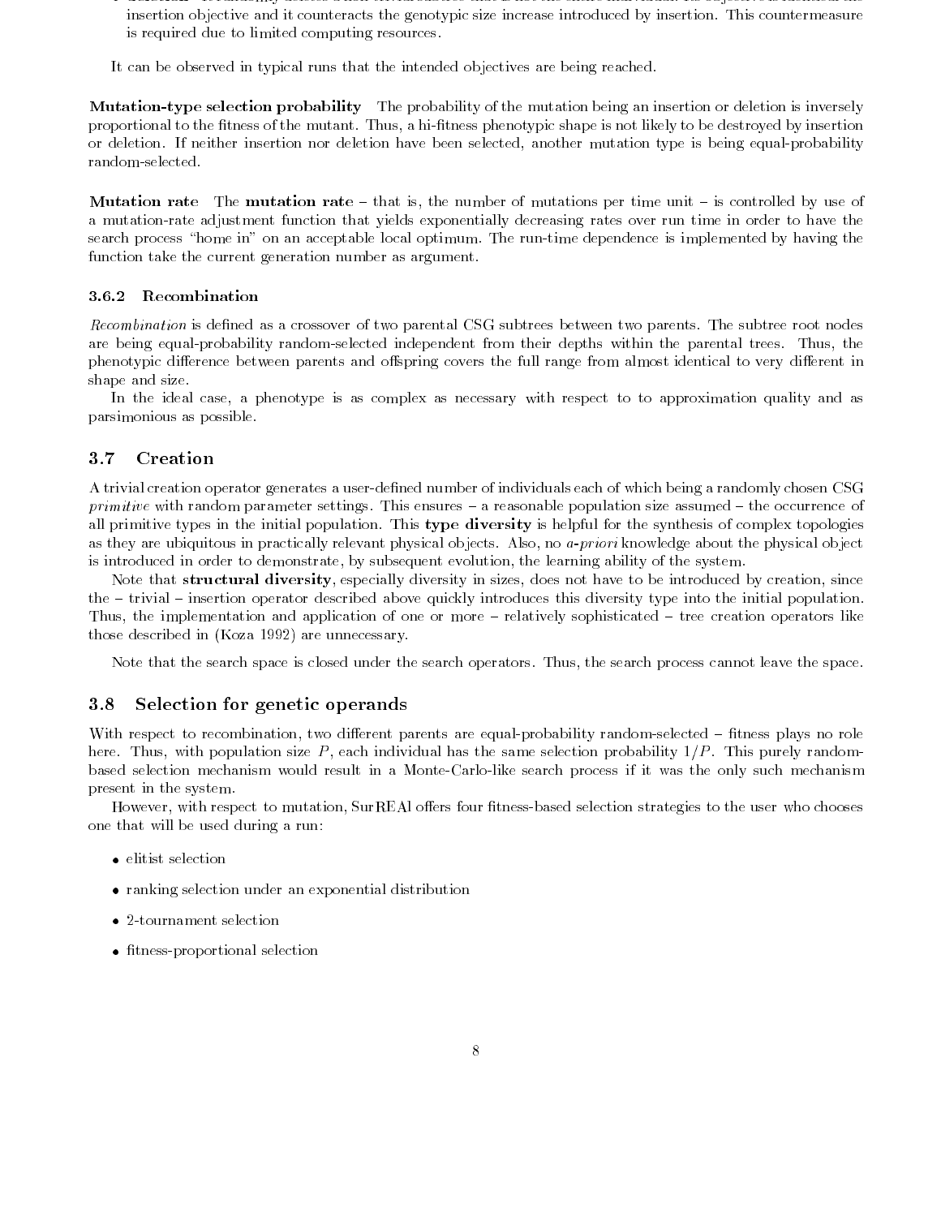insertion objective and it counteracts the genotypic size increase introduced by insertion. This countermeasure is required due to limited computing resources.

It can be observed in typical runs that the intended objectives are being reached.

**Mutation-type selection probability** The probability of the mutation being an insertion or deletion is inversely proportional to the fitness of the mutant. Thus, a hi-fitness phenotypic shape is not likely to be destroyed by insertion or deletion. If neither insertion nor deletion have been selected, another mutation type is being equal-probability random-selected.

**Mutation rate** The **mutation rate** – that is, the number of mutations per time unit – is controlled by use of a mutation-rate adjustment function that yields exponentially decreasing rates over run time in order to have the search process "home in" on an acceptable local optimum. The run-time dependence is implemented by having the function take the current generation number as argument.

#### 3.6.2 Recombination

*Recombination* is defined as a crossover of two parental CSG subtrees between two parents. The subtree root nodes are being equal-probability random-selected independent from their depths within the parental trees. Thus, the phenotypic difference between parents and offspring covers the full range from almost identical to very different in shape and size.

In the ideal case, a phenotype is as complex as necessary with respect to to approximation quality and as parsimonious as possible.

### 3.7 Creation

A trivial creation operator generates a user-defined number of individuals each of which being a randomly chosen CSG *primitive* with random parameter settings. This ensures – a reasonable population size assumed – the occurrence of all primitive types in the initial population. This **type diversity** is helpful for the synthesis of complex topologies as they are ubiquitous in practically relevant physical objects. Also, no *a-priori* knowledge about the physical object is introduced in order to demonstrate, by subsequent evolution, the learning ability of the system.

Note that **structural diversity**, especially diversity in sizes, does not have to be introduced by creation, since the – trivial – insertion operator described above quickly introduces this diversity type into the initial population. Thus, the implementation and application of one or more – relatively sophisticated – tree creation operators like those described in (Koza 1992) are unnecessary.

Note that the search space is closed under the search operators. Thus, the search process cannot leave the space.

### 3.8 Selection for genetic operands

With respect to recombination, two different parents are equal-probability random-selected – fitness plays no role here. Thus, with population size $P$, each individual has the same selection probability $1/P$. This purely random-based selection mechanism would result in a Monte-Carlo-like search process if it was the only such mechanism present in the system.

However, with respect to mutation, SurREAl offers four fitness-based selection strategies to the user who chooses one that will be used during a run:

- elitist selection
- ranking selection under an exponential distribution
- 2-tournament selection
- fitness-proportional selection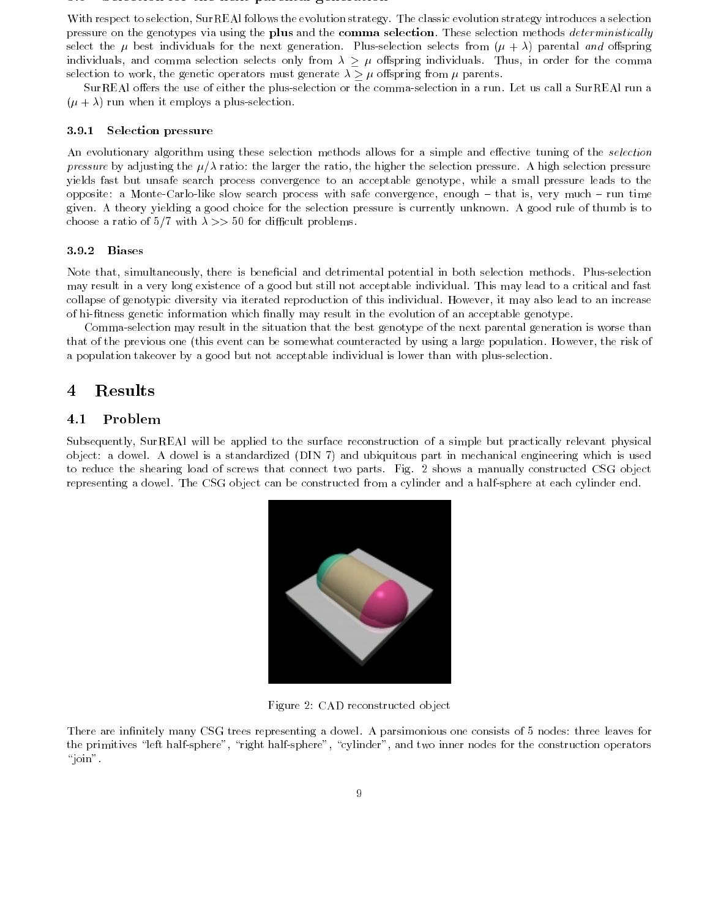With respect to selection, SurREAl follows the evolution strategy. The classic evolution strategy introduces a selection pressure on the genotypes via using the **plus** and the **comma selection**. These selection methods *deterministically* select the $\mu$ best individuals for the next generation. Plus-selection selects from $(\mu + \lambda)$ parental *and* offspring individuals, and comma selection selects only from $\lambda \geq \mu$ offspring individuals. Thus, in order for the comma selection to work, the genetic operators must generate $\lambda \geq \mu$ offspring from $\mu$ parents.

SurREAl offers the use of either the plus-selection or the comma-selection in a run. Let us call a SurREAl run a $(\mu + \lambda)$ run when it employs a plus-selection.

### 3.9.1 Selection pressure

An evolutionary algorithm using these selection methods allows for a simple and effective tuning of the *selection pressure* by adjusting the $\mu/\lambda$ ratio: the larger the ratio, the higher the selection pressure. A high selection pressure yields fast but unsafe search process convergence to an acceptable genotype, while a small pressure leads to the opposite: a Monte-Carlo-like slow search process with safe convergence, enough – that is, very much – run time given. A theory yielding a good choice for the selection pressure is currently unknown. A good rule of thumb is to choose a ratio of 5/7 with $\lambda >> 50$ for difficult problems.

### 3.9.2 Biases

Note that, simultaneously, there is beneficial and detrimental potential in both selection methods. Plus-selection may result in a very long existence of a good but still not acceptable individual. This may lead to a critical and fast collapse of genotypic diversity via iterated reproduction of this individual. However, it may also lead to an increase of hi-fitness genetic information which finally may result in the evolution of an acceptable genotype.

Comma-selection may result in the situation that the best genotype of the next parental generation is worse than that of the previous one (this event can be somewhat counteracted by using a large population. However, the risk of a population takeover by a good but not acceptable individual is lower than with plus-selection.

# 4 Results

## 4.1 Problem

Subsequently, SurREAl will be applied to the surface reconstruction of a simple but practically relevant physical object: a dowel. A dowel is a standardized (DIN 7) and ubiquitous part in mechanical engineering which is used to reduce the shearing load of screws that connect two parts. Fig. 2 shows a manually constructed CSG object representing a dowel. The CSG object can be constructed from a cylinder and a half-sphere at each cylinder end.

Figure 2: CAD reconstructed object

There are infinitely many CSG trees representing a dowel. A parsimonious one consists of 5 nodes: three leaves for the primitives "left half-sphere", "right half-sphere", "cylinder", and two inner nodes for the construction operators "join".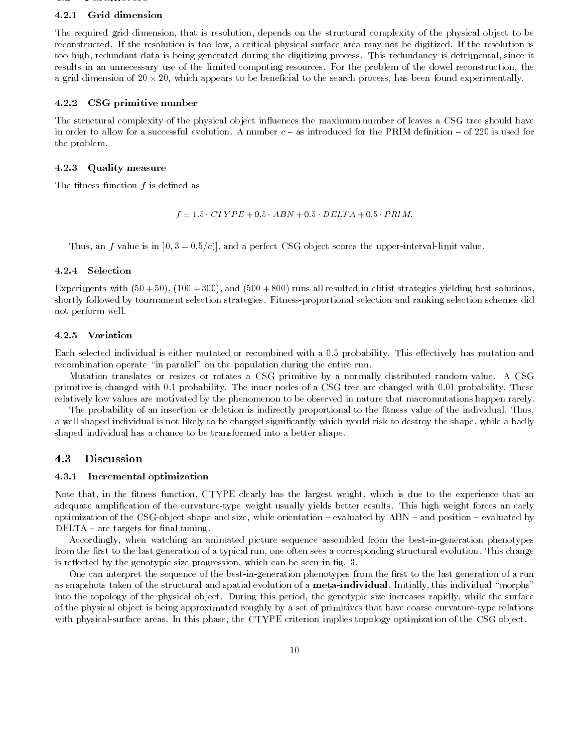#### 4.2.1 Grid dimension

The required grid dimension, that is resolution, depends on the structural complexity of the physical object to be reconstructed. If the resolution is too low, a critical physical surface area may not be digitized. If the resolution is too high, redundant data is being generated during the digitizing process. This redundancy is detrimental, since it results in an unnecessary use of the limited computing resources. For the problem of the dowel reconstruction, the a grid dimension of $20 \times 20$, which appears to be beneficial to the search process, has been found experimentally.

#### 4.2.2 CSG primitive number

The structural complexity of the physical object influences the maximum number of leaves a CSG tree should have in order to allow for a successful evolution. A number $c$ – as introduced for the PRIM definition – of 220 is used for the problem.

#### 4.2.3 Quality measure

The fitness function $f$ is defined as

$$f = 1.5 \cdot CTYPE + 0.5 \cdot ABN + 0.5 \cdot DELTA + 0.5 \cdot PRIM.$$

Thus, an $f$ value is in $]0, 3 - 0.5/c)]$, and a perfect CSG object scores the upper-interval-limit value.

#### 4.2.4 Selection

Experiments with $(50 + 50)$, $(100 + 300)$, and $(500 + 800)$ runs all resulted in elitist strategies yielding best solutions, shortly followed by tournament selection strategies. Fitness-proportional selection and ranking selection schemes did not perform well.

#### 4.2.5 Variation

Each selected individual is either mutated or recombined with a 0.5 probability. This effectively has mutation and recombination operate "in parallel" on the population during the entire run.

Mutation translates or resizes or rotates a CSG primitive by a normally distributed random value. A CSG primitive is changed with 0.1 probability. The inner nodes of a CSG tree are changed with 0.01 probability. These relatively low values are motivated by the phenomenon to be observed in nature that macromutations happen rarely.

The probability of an insertion or deletion is indirectly proportional to the fitness value of the individual. Thus, a well shaped individual is not likely to be changed significantly which would risk to destroy the shape, while a badly shaped individual has a chance to be transformed into a better shape.

### 4.3 Discussion

#### 4.3.1 Incremental optimization

Note that, in the fitness function, CTYPE clearly has the largest weight, which is due to the experience that an adequate amplification of the curvature-type weight usually yields better results. This high weight forces an early optimization of the CSG-object shape and size, while orientation – evaluated by ABN – and position – evaluated by DELTA – are targets for final tuning.

Accordingly, when watching an animated picture sequence assembled from the best-in-generation phenotypes from the first to the last generation of a typical run, one often sees a corresponding structural evolution. This change is reflected by the genotypic size progression, which can be seen in fig. 3.

One can interpret the sequence of the best-in-generation phenotypes from the first to the last generation of a run as snapshots taken of the structural and spatial evolution of a **meta-individual**. Initially, this individual "morphs" into the topology of the physical object. During this period, the genotypic size increases rapidly, while the surface of the physical object is being approximated roughly by a set of primitives that have coarse curvature-type relations with physical-surface areas. In this phase, the CTYPE criterion implies topology optimization of the CSG object.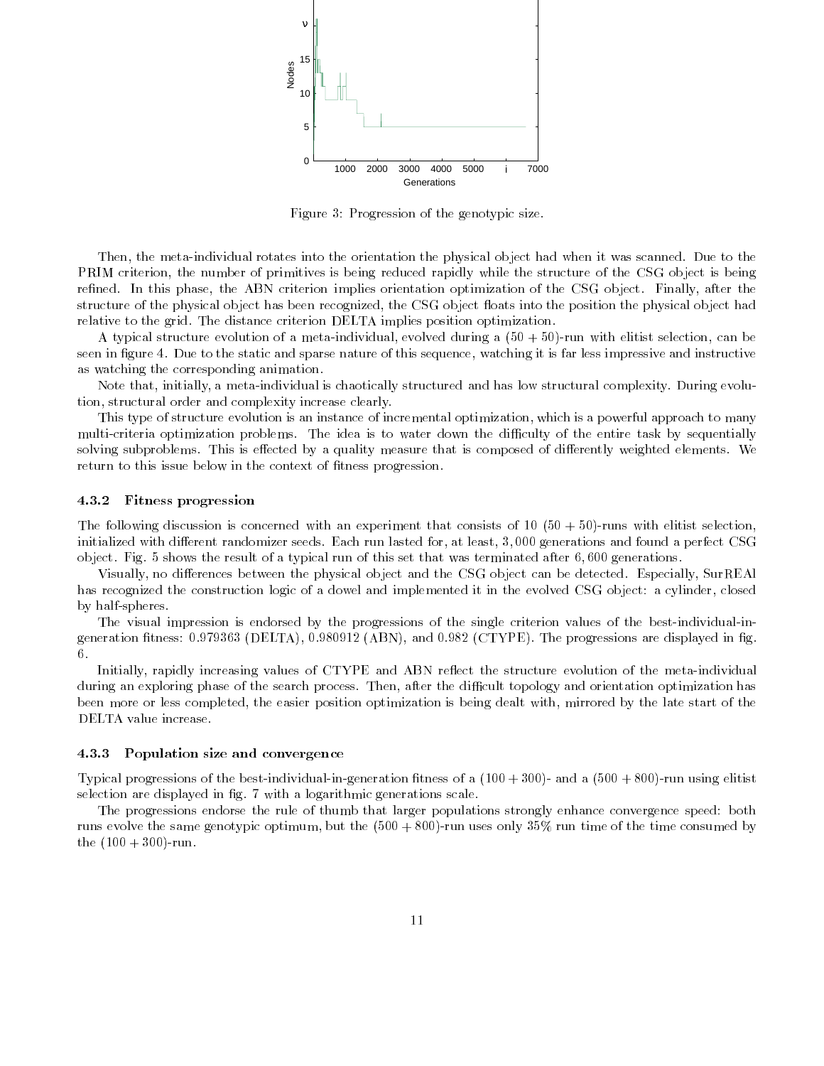ν

15

Nodes

10

5

0

1000 2000 3000 4000 5000 i 7000

Generations

Figure 3: Progression of the genotypic size.

Then, the meta-individual rotates into the orientation the physical object had when it was scanned. Due to the PRIM criterion, the number of primitives is being reduced rapidly while the structure of the CSG object is being refined. In this phase, the ABN criterion implies orientation optimization of the CSG object. Finally, after the structure of the physical object has been recognized, the CSG object floats into the position the physical object had relative to the grid. The distance criterion DELTA implies position optimization.

A typical structure evolution of a meta-individual, evolved during a $(50 + 50)$-run with elitist selection, can be seen in figure 4. Due to the static and sparse nature of this sequence, watching it is far less impressive and instructive as watching the corresponding animation.

Note that, initially, a meta-individual is chaotically structured and has low structural complexity. During evolution, structural order and complexity increase clearly.

This type of structure evolution is an instance of incremental optimization, which is a powerful approach to many multi-criteria optimization problems. The idea is to water down the difficulty of the entire task by sequentially solving subproblems. This is effected by a quality measure that is composed of differently weighted elements. We return to this issue below in the context of fitness progression.

### 4.3.2 Fitness progression

The following discussion is concerned with an experiment that consists of 10 $(50 + 50)$-runs with elitist selection, initialized with different randomizer seeds. Each run lasted for, at least, $3,000$ generations and found a perfect CSG object. Fig. 5 shows the result of a typical run of this set that was terminated after $6,600$ generations.

Visually, no differences between the physical object and the CSG object can be detected. Especially, SurREAl has recognized the construction logic of a dowel and implemented it in the evolved CSG object: a cylinder, closed by half-spheres.

The visual impression is endorsed by the progressions of the single criterion values of the best-individual-in-generation fitness: $0.979363$ (DELTA), $0.980912$ (ABN), and $0.982$ (CTYPE). The progressions are displayed in fig. 6.

Initially, rapidly increasing values of CTYPE and ABN reflect the structure evolution of the meta-individual during an exploring phase of the search process. Then, after the difficult topology and orientation optimization has been more or less completed, the easier position optimization is being dealt with, mirrored by the late start of the DELTA value increase.

### 4.3.3 Population size and convergence

Typical progressions of the best-individual-in-generation fitness of a $(100 + 300)$- and a $(500 + 800)$-run using elitist selection are displayed in fig. 7 with a logarithmic generations scale.

The progressions endorse the rule of thumb that larger populations strongly enhance convergence speed: both runs evolve the same genotypic optimum, but the $(500 + 800)$-run uses only 35% run time of the time consumed by the $(100 + 300)$-run.